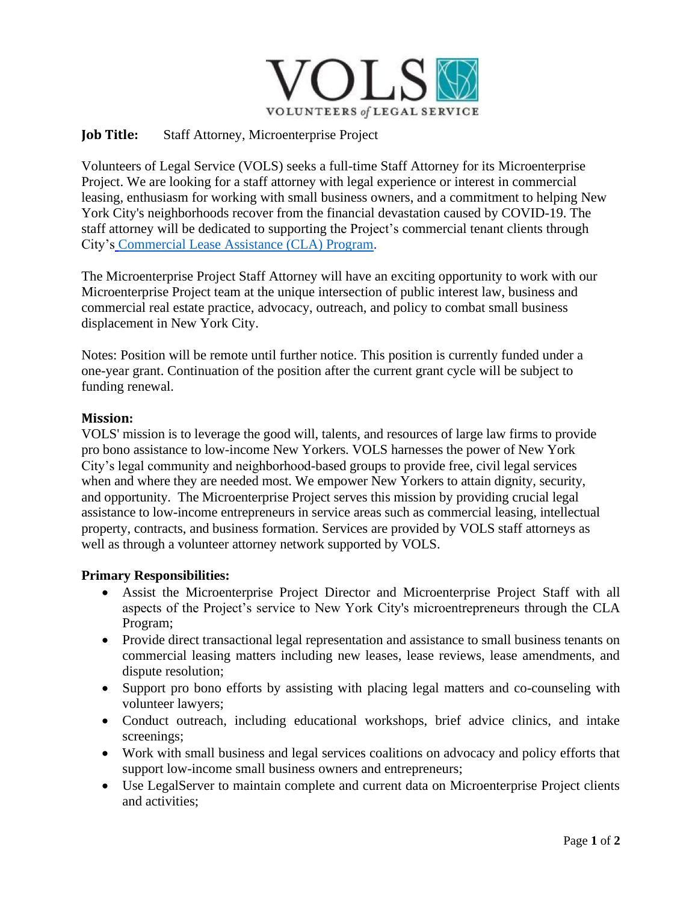VOLS
VOLUNTEERS *of* LEGAL SERVICE

**Job Title:** Staff Attorney, Microenterprise Project

Volunteers of Legal Service (VOLS) seeks a full-time Staff Attorney for its Microenterprise Project. We are looking for a staff attorney with legal experience or interest in commercial leasing, enthusiasm for working with small business owners, and a commitment to helping New York City's neighborhoods recover from the financial devastation caused by COVID-19. The staff attorney will be dedicated to supporting the Project's commercial tenant clients through City's Commercial Lease Assistance (CLA) Program.

The Microenterprise Project Staff Attorney will have an exciting opportunity to work with our Microenterprise Project team at the unique intersection of public interest law, business and commercial real estate practice, advocacy, outreach, and policy to combat small business displacement in New York City.

Notes: Position will be remote until further notice. This position is currently funded under a one-year grant. Continuation of the position after the current grant cycle will be subject to funding renewal.

**Mission:**
VOLS' mission is to leverage the good will, talents, and resources of large law firms to provide pro bono assistance to low-income New Yorkers. VOLS harnesses the power of New York City's legal community and neighborhood-based groups to provide free, civil legal services when and where they are needed most. We empower New Yorkers to attain dignity, security, and opportunity. The Microenterprise Project serves this mission by providing crucial legal assistance to low-income entrepreneurs in service areas such as commercial leasing, intellectual property, contracts, and business formation. Services are provided by VOLS staff attorneys as well as through a volunteer attorney network supported by VOLS.

**Primary Responsibilities:**

- Assist the Microenterprise Project Director and Microenterprise Project Staff with all aspects of the Project's service to New York City's microentrepreneurs through the CLA Program;
- Provide direct transactional legal representation and assistance to small business tenants on commercial leasing matters including new leases, lease reviews, lease amendments, and dispute resolution;
- Support pro bono efforts by assisting with placing legal matters and co-counseling with volunteer lawyers;
- Conduct outreach, including educational workshops, brief advice clinics, and intake screenings;
- Work with small business and legal services coalitions on advocacy and policy efforts that support low-income small business owners and entrepreneurs;
- Use LegalServer to maintain complete and current data on Microenterprise Project clients and activities;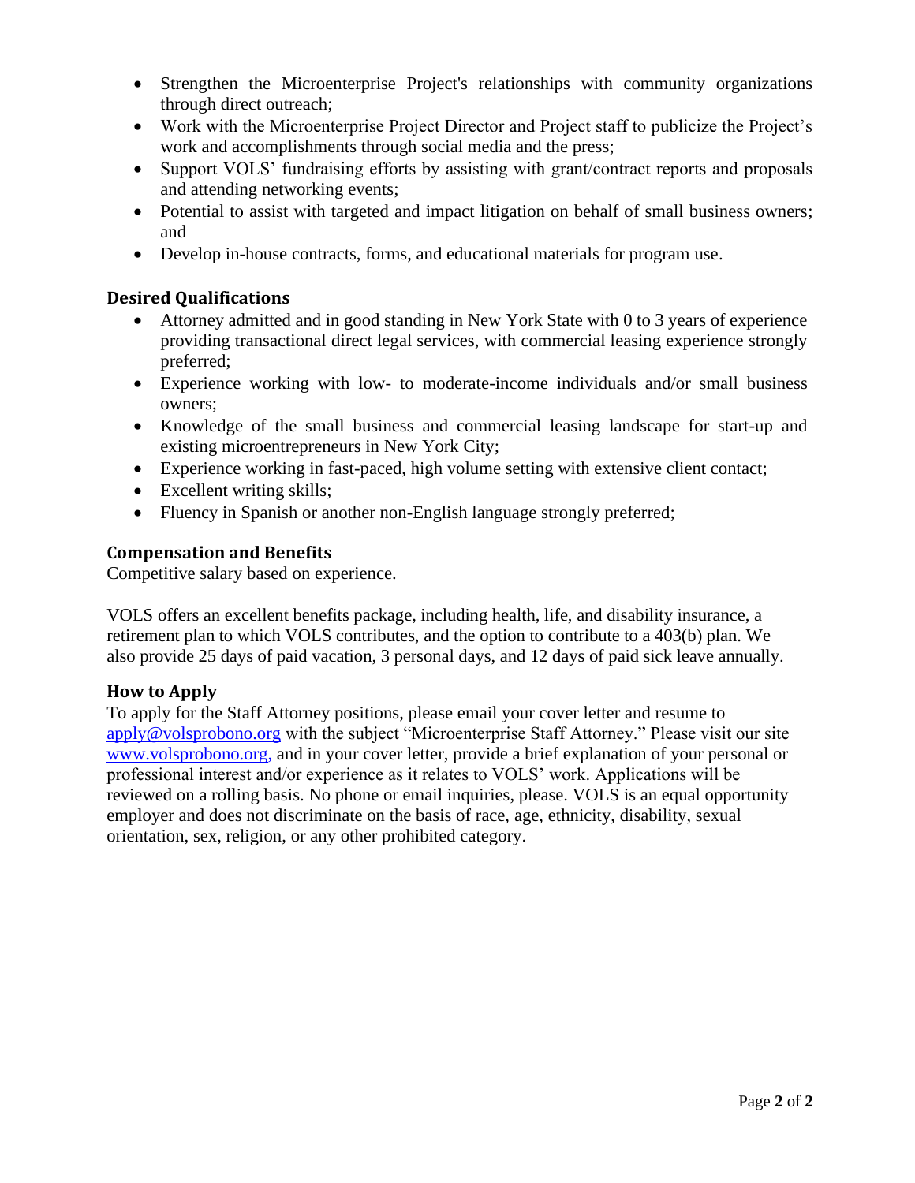- Strengthen the Microenterprise Project's relationships with community organizations through direct outreach;
- Work with the Microenterprise Project Director and Project staff to publicize the Project's work and accomplishments through social media and the press;
- Support VOLS' fundraising efforts by assisting with grant/contract reports and proposals and attending networking events;
- Potential to assist with targeted and impact litigation on behalf of small business owners; and
- Develop in-house contracts, forms, and educational materials for program use.

### Desired Qualifications

- Attorney admitted and in good standing in New York State with 0 to 3 years of experience providing transactional direct legal services, with commercial leasing experience strongly preferred;
- Experience working with low- to moderate-income individuals and/or small business owners;
- Knowledge of the small business and commercial leasing landscape for start-up and existing microentrepreneurs in New York City;
- Experience working in fast-paced, high volume setting with extensive client contact;
- Excellent writing skills;
- Fluency in Spanish or another non-English language strongly preferred;

### Compensation and Benefits

Competitive salary based on experience.

VOLS offers an excellent benefits package, including health, life, and disability insurance, a retirement plan to which VOLS contributes, and the option to contribute to a 403(b) plan. We also provide 25 days of paid vacation, 3 personal days, and 12 days of paid sick leave annually.

### How to Apply

To apply for the Staff Attorney positions, please email your cover letter and resume to apply@volsprobono.org with the subject "Microenterprise Staff Attorney." Please visit our site www.volsprobono.org, and in your cover letter, provide a brief explanation of your personal or professional interest and/or experience as it relates to VOLS' work. Applications will be reviewed on a rolling basis. No phone or email inquiries, please. VOLS is an equal opportunity employer and does not discriminate on the basis of race, age, ethnicity, disability, sexual orientation, sex, religion, or any other prohibited category.